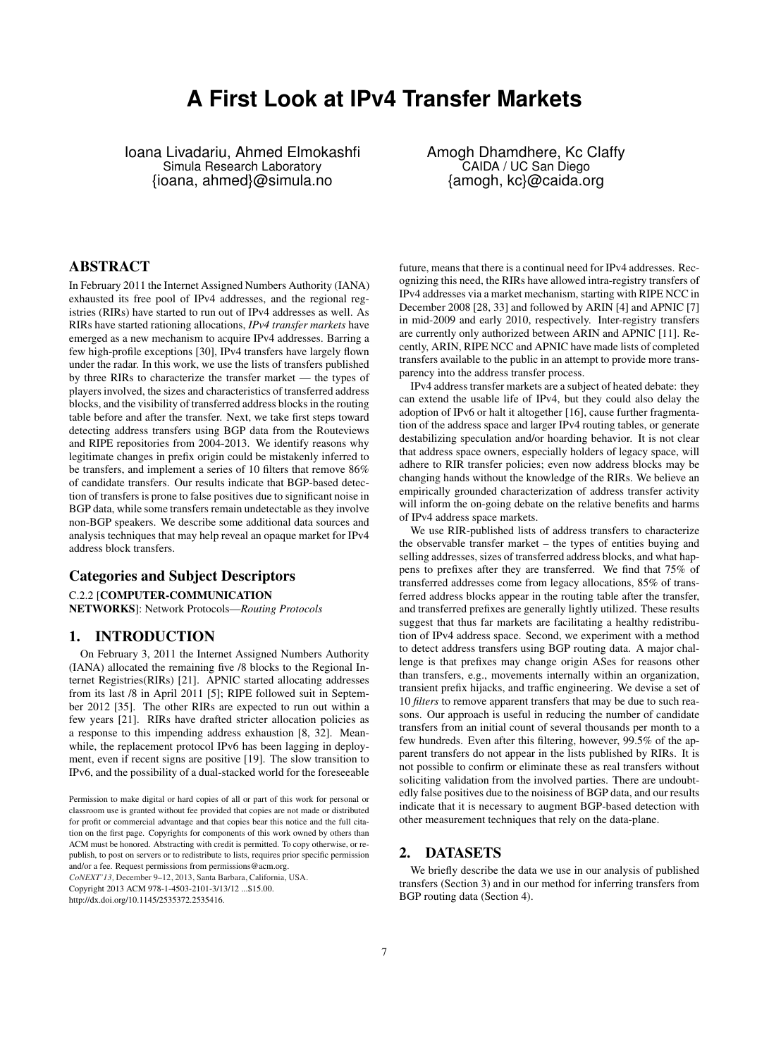# A First Look at IPv4 Transfer Markets

Ioana Livadariu, Ahmed Elmokashfi
Simula Research Laboratory
{ioana, ahmed}@simula.no

Amogh Dhamdhere, Kc Claffy
CAIDA / UC San Diego
{amogh, kc}@caida.org

## ABSTRACT

In February 2011 the Internet Assigned Numbers Authority (IANA) exhausted its free pool of IPv4 addresses, and the regional registries (RIRs) have started to run out of IPv4 addresses as well. As RIRs have started rationing allocations, *IPv4 transfer markets* have emerged as a new mechanism to acquire IPv4 addresses. Barring a few high-profile exceptions [30], IPv4 transfers have largely flown under the radar. In this work, we use the lists of transfers published by three RIRs to characterize the transfer market — the types of players involved, the sizes and characteristics of transferred address blocks, and the visibility of transferred address blocks in the routing table before and after the transfer. Next, we take first steps toward detecting address transfers using BGP data from the Routeviews and RIPE repositories from 2004-2013. We identify reasons why legitimate changes in prefix origin could be mistakenly inferred to be transfers, and implement a series of 10 filters that remove 86% of candidate transfers. Our results indicate that BGP-based detection of transfers is prone to false positives due to significant noise in BGP data, while some transfers remain undetectable as they involve non-BGP speakers. We describe some additional data sources and analysis techniques that may help reveal an opaque market for IPv4 address block transfers.

## Categories and Subject Descriptors

C.2.2 [**COMPUTER-COMMUNICATION NETWORKS**]: Network Protocols—*Routing Protocols*

## 1. INTRODUCTION

On February 3, 2011 the Internet Assigned Numbers Authority (IANA) allocated the remaining five /8 blocks to the Regional Internet Registries(RIRs) [21]. APNIC started allocating addresses from its last /8 in April 2011 [5]; RIPE followed suit in September 2012 [35]. The other RIRs are expected to run out within a few years [21]. RIRs have drafted stricter allocation policies as a response to this impending address exhaustion [8, 32]. Meanwhile, the replacement protocol IPv6 has been lagging in deployment, even if recent signs are positive [19]. The slow transition to IPv6, and the possibility of a dual-stacked world for the foreseeable future, means that there is a continual need for IPv4 addresses. Recognizing this need, the RIRs have allowed intra-registry transfers of IPv4 addresses via a market mechanism, starting with RIPE NCC in December 2008 [28, 33] and followed by ARIN [4] and APNIC [7] in mid-2009 and early 2010, respectively. Inter-registry transfers are currently only authorized between ARIN and APNIC [11]. Recently, ARIN, RIPE NCC and APNIC have made lists of completed transfers available to the public in an attempt to provide more transparency into the address transfer process.

IPv4 address transfer markets are a subject of heated debate: they can extend the usable life of IPv4, but they could also delay the adoption of IPv6 or halt it altogether [16], cause further fragmentation of the address space and larger IPv4 routing tables, or generate destabilizing speculation and/or hoarding behavior. It is not clear that address space owners, especially holders of legacy space, will adhere to RIR transfer policies; even now address blocks may be changing hands without the knowledge of the RIRs. We believe an empirically grounded characterization of address transfer activity will inform the on-going debate on the relative benefits and harms of IPv4 address space markets.

We use RIR-published lists of address transfers to characterize the observable transfer market – the types of entities buying and selling addresses, sizes of transferred address blocks, and what happens to prefixes after they are transferred. We find that 75% of transferred addresses come from legacy allocations, 85% of transferred address blocks appear in the routing table after the transfer, and transferred prefixes are generally lightly utilized. These results suggest that thus far markets are facilitating a healthy redistribution of IPv4 address space. Second, we experiment with a method to detect address transfers using BGP routing data. A major challenge is that prefixes may change origin ASes for reasons other than transfers, e.g., movements internally within an organization, transient prefix hijacks, and traffic engineering. We devise a set of 10 *filters* to remove apparent transfers that may be due to such reasons. Our approach is useful in reducing the number of candidate transfers from an initial count of several thousands per month to a few hundreds. Even after this filtering, however, 99.5% of the apparent transfers do not appear in the lists published by RIRs. It is not possible to confirm or eliminate these as real transfers without soliciting validation from the involved parties. There are undoubtedly false positives due to the noisiness of BGP data, and our results indicate that it is necessary to augment BGP-based detection with other measurement techniques that rely on the data-plane.

## 2. DATASETS

We briefly describe the data we use in our analysis of published transfers (Section 3) and in our method for inferring transfers from BGP routing data (Section 4).

Permission to make digital or hard copies of all or part of this work for personal or classroom use is granted without fee provided that copies are not made or distributed for profit or commercial advantage and that copies bear this notice and the full citation on the first page. Copyrights for components of this work owned by others than ACM must be honored. Abstracting with credit is permitted. To copy otherwise, or republish, to post on servers or to redistribute to lists, requires prior specific permission and/or a fee. Request permissions from permissions@acm.org.
*CoNEXT'13,* December 9–12, 2013, Santa Barbara, California, USA.
Copyright 2013 ACM 978-1-4503-2101-3/13/12 ...$15.00.
http://dx.doi.org/10.1145/2535372.2535416.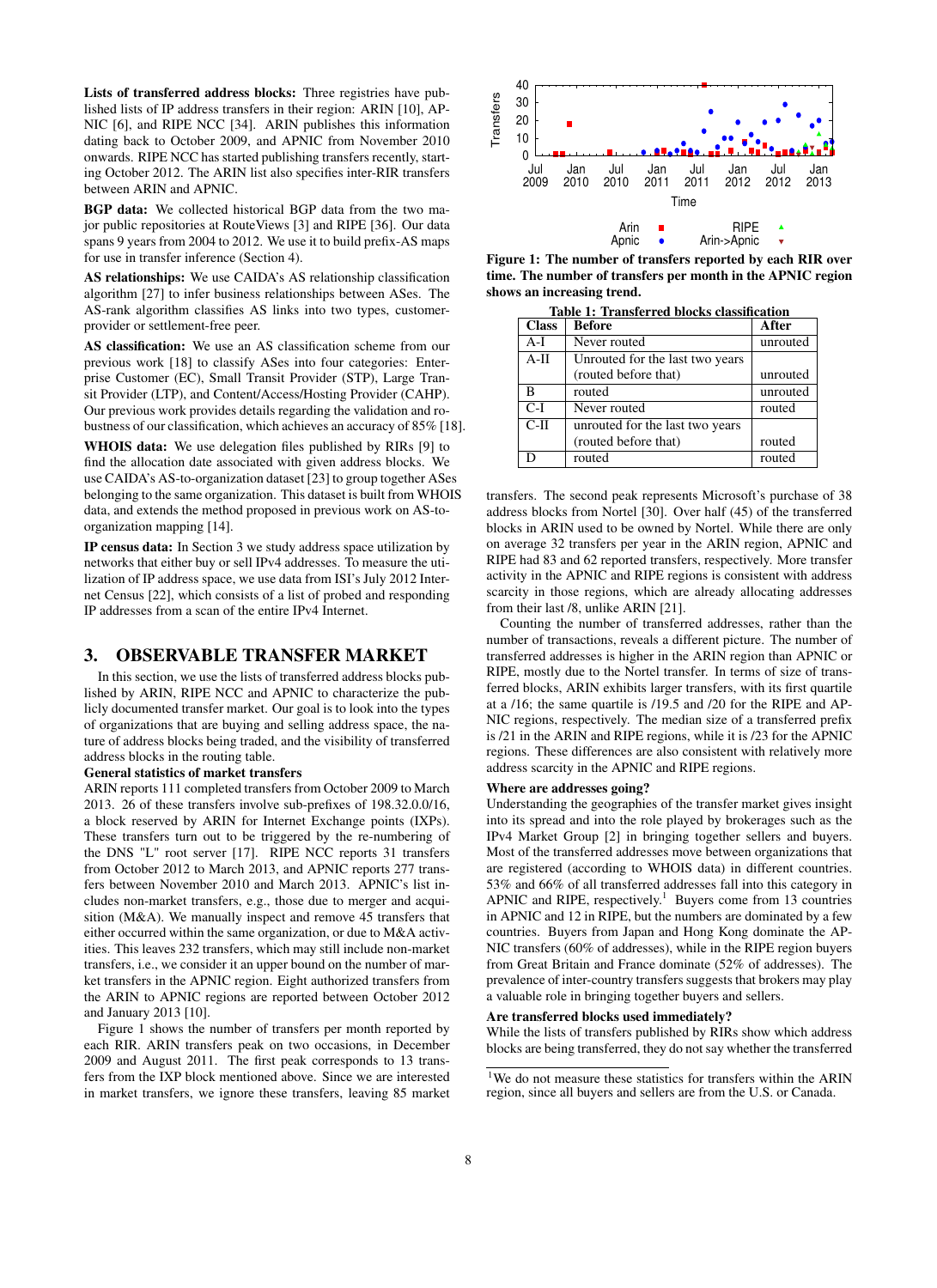**Lists of transferred address blocks:** Three registries have published lists of IP address transfers in their region: ARIN [10], APNIC [6], and RIPE NCC [34]. ARIN publishes this information dating back to October 2009, and APNIC from November 2010 onwards. RIPE NCC has started publishing transfers recently, starting October 2012. The ARIN list also specifies inter-RIR transfers between ARIN and APNIC.

**BGP data:** We collected historical BGP data from the two major public repositories at RouteViews [3] and RIPE [36]. Our data spans 9 years from 2004 to 2012. We use it to build prefix-AS maps for use in transfer inference (Section 4).

**AS relationships:** We use CAIDA's AS relationship classification algorithm [27] to infer business relationships between ASes. The AS-rank algorithm classifies AS links into two types, customer-provider or settlement-free peer.

**AS classification:** We use an AS classification scheme from our previous work [18] to classify ASes into four categories: Enterprise Customer (EC), Small Transit Provider (STP), Large Transit Provider (LTP), and Content/Access/Hosting Provider (CAHP). Our previous work provides details regarding the validation and robustness of our classification, which achieves an accuracy of 85% [18].

**WHOIS data:** We use delegation files published by RIRs [9] to find the allocation date associated with given address blocks. We use CAIDA's AS-to-organization dataset [23] to group together ASes belonging to the same organization. This dataset is built from WHOIS data, and extends the method proposed in previous work on AS-to-organization mapping [14].

**IP census data:** In Section 3 we study address space utilization by networks that either buy or sell IPv4 addresses. To measure the utilization of IP address space, we use data from ISI's July 2012 Internet Census [22], which consists of a list of probed and responding IP addresses from a scan of the entire IPv4 Internet.

## 3. OBSERVABLE TRANSFER MARKET

In this section, we use the lists of transferred address blocks published by ARIN, RIPE NCC and APNIC to characterize the publicly documented transfer market. Our goal is to look into the types of organizations that are buying and selling address space, the nature of address blocks being traded, and the visibility of transferred address blocks in the routing table.

### General statistics of market transfers

ARIN reports 111 completed transfers from October 2009 to March 2013. 26 of these transfers involve sub-prefixes of 198.32.0.0/16, a block reserved by ARIN for Internet Exchange points (IXPs). These transfers turn out to be triggered by the re-numbering of the DNS "L" root server [17]. RIPE NCC reports 31 transfers from October 2012 to March 2013, and APNIC reports 277 transfers between November 2010 and March 2013. APNIC's list includes non-market transfers, e.g., those due to merger and acquisition (M&A). We manually inspect and remove 45 transfers that either occurred within the same organization, or due to M&A activities. This leaves 232 transfers, which may still include non-market transfers, i.e., we consider it an upper bound on the number of market transfers in the APNIC region. Eight authorized transfers from the ARIN to APNIC regions are reported between October 2012 and January 2013 [10].

Figure 1 shows the number of transfers per month reported by each RIR. ARIN transfers peak on two occasions, in December 2009 and August 2011. The first peak corresponds to 13 transfers from the IXP block mentioned above. Since we are interested in market transfers, we ignore these transfers, leaving 85 market transfers. The second peak represents Microsoft's purchase of 38 address blocks from Nortel [30]. Over half (45) of the transferred blocks in ARIN used to be owned by Nortel. While there are only on average 32 transfers per year in the ARIN region, APNIC and RIPE had 83 and 62 reported transfers, respectively. More transfer activity in the APNIC and RIPE regions is consistent with address scarcity in those regions, which are already allocating addresses from their last /8, unlike ARIN [21].

Transfers
40
30
20
10
0
Jul 2009
Jan 2010
Jul 2010
Jan 2011
Jul 2011
Jan 2012
Jul 2012
Jan 2013
Time
Arin
Apnic
RIPE
Arin->Apnic

**Figure 1: The number of transfers reported by each RIR over time. The number of transfers per month in the APNIC region shows an increasing trend.**

**Table 1: Transferred blocks classification**

| Class | Before | After |
|---|---|---|
| A-I | Never routed | unrouted |
| A-II | Unrouted for the last two years (routed before that) | unrouted |
| B | routed | unrouted |
| C-I | Never routed | routed |
| C-II | unrouted for the last two years (routed before that) | routed |
| D | routed | routed |

Counting the number of transferred addresses, rather than the number of transactions, reveals a different picture. The number of transferred addresses is higher in the ARIN region than APNIC or RIPE, mostly due to the Nortel transfer. In terms of size of transferred blocks, ARIN exhibits larger transfers, with its first quartile at a /16; the same quartile is /19.5 and /20 for the RIPE and APNIC regions, respectively. The median size of a transferred prefix is /21 in the ARIN and RIPE regions, while it is /23 for the APNIC regions. These differences are also consistent with relatively more address scarcity in the APNIC and RIPE regions.

### Where are addresses going?

Understanding the geographies of the transfer market gives insight into its spread and into the role played by brokerages such as the IPv4 Market Group [2] in bringing together sellers and buyers. Most of the transferred addresses move between organizations that are registered (according to WHOIS data) in different countries. 53% and 66% of all transferred addresses fall into this category in APNIC and RIPE, respectively.[1] Buyers come from 13 countries in APNIC and 12 in RIPE, but the numbers are dominated by a few countries. Buyers from Japan and Hong Kong dominate the APNIC transfers (60% of addresses), while in the RIPE region buyers from Great Britain and France dominate (52% of addresses). The prevalence of inter-country transfers suggests that brokers may play a valuable role in bringing together buyers and sellers.

### Are transferred blocks used immediately?

While the lists of transfers published by RIRs show which address blocks are being transferred, they do not say whether the transferred

[1] We do not measure these statistics for transfers within the ARIN region, since all buyers and sellers are from the U.S. or Canada.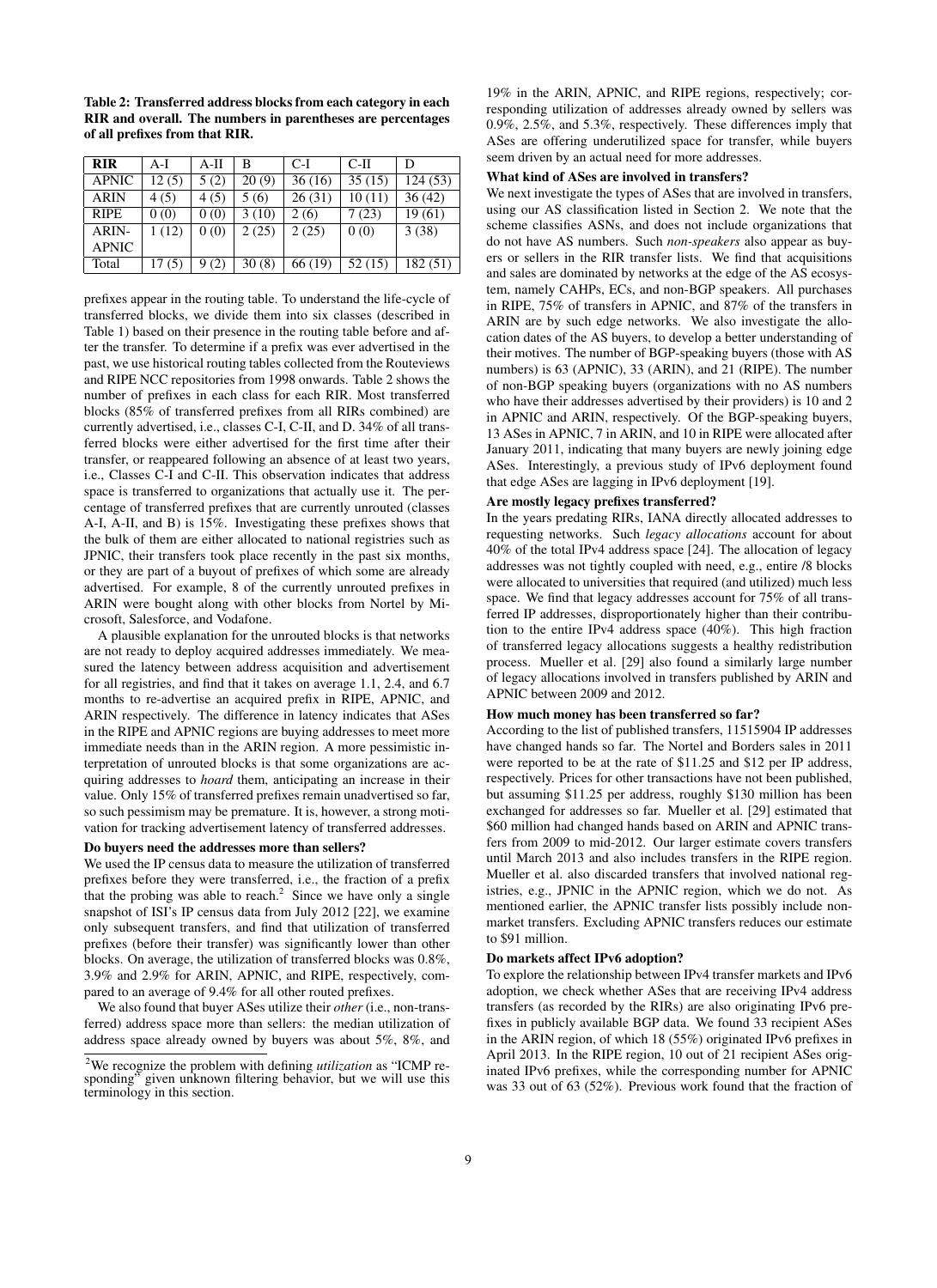**Table 2: Transferred address blocks from each category in each RIR and overall. The numbers in parentheses are percentages of all prefixes from that RIR.**

| RIR | A-I | A-II | B | C-I | C-II | D |
|---|---|---|---|---|---|---|
| APNIC | 12 (5) | 5 (2) | 20 (9) | 36 (16) | 35 (15) | 124 (53) |
| ARIN | 4 (5) | 4 (5) | 5 (6) | 26 (31) | 10 (11) | 36 (42) |
| RIPE | 0 (0) | 0 (0) | 3 (10) | 2 (6) | 7 (23) | 19 (61) |
| ARIN-APNIC | 1 (12) | 0 (0) | 2 (25) | 2 (25) | 0 (0) | 3 (38) |
| Total | 17 (5) | 9 (2) | 30 (8) | 66 (19) | 52 (15) | 182 (51) |

prefixes appear in the routing table. To understand the life-cycle of transferred blocks, we divide them into six classes (described in Table 1) based on their presence in the routing table before and after the transfer. To determine if a prefix was ever advertised in the past, we use historical routing tables collected from the Routeviews and RIPE NCC repositories from 1998 onwards. Table 2 shows the number of prefixes in each class for each RIR. Most transferred blocks (85% of transferred prefixes from all RIRs combined) are currently advertised, i.e., classes C-I, C-II, and D. 34% of all transferred blocks were either advertised for the first time after their transfer, or reappeared following an absence of at least two years, i.e., Classes C-I and C-II. This observation indicates that address space is transferred to organizations that actually use it. The percentage of transferred prefixes that are currently unrouted (classes A-I, A-II, and B) is 15%. Investigating these prefixes shows that the bulk of them are either allocated to national registries such as JPNIC, their transfers took place recently in the past six months, or they are part of a buyout of prefixes of which some are already advertised. For example, 8 of the currently unrouted prefixes in ARIN were bought along with other blocks from Nortel by Microsoft, Salesforce, and Vodafone.

A plausible explanation for the unrouted blocks is that networks are not ready to deploy acquired addresses immediately. We measured the latency between address acquisition and advertisement for all registries, and find that it takes on average 1.1, 2.4, and 6.7 months to re-advertise an acquired prefix in RIPE, APNIC, and ARIN respectively. The difference in latency indicates that ASes in the RIPE and APNIC regions are buying addresses to meet more immediate needs than in the ARIN region. A more pessimistic interpretation of unrouted blocks is that some organizations are acquiring addresses to *hoard* them, anticipating an increase in their value. Only 15% of transferred prefixes remain unadvertised so far, so such pessimism may be premature. It is, however, a strong motivation for tracking advertisement latency of transferred addresses.

#### Do buyers need the addresses more than sellers?

We used the IP census data to measure the utilization of transferred prefixes before they were transferred, i.e., the fraction of a prefix that the probing was able to reach.[2] Since we have only a single snapshot of ISI's IP census data from July 2012 [22], we examine only subsequent transfers, and find that utilization of transferred prefixes (before their transfer) was significantly lower than other blocks. On average, the utilization of transferred blocks was 0.8%, 3.9% and 2.9% for ARIN, APNIC, and RIPE, respectively, compared to an average of 9.4% for all other routed prefixes.

We also found that buyer ASes utilize their *other* (i.e., non-transferred) address space more than sellers: the median utilization of address space already owned by buyers was about 5%, 8%, and 19% in the ARIN, APNIC, and RIPE regions, respectively; corresponding utilization of addresses already owned by sellers was 0.9%, 2.5%, and 5.3%, respectively. These differences imply that ASes are offering underutilized space for transfer, while buyers seem driven by an actual need for more addresses.

#### What kind of ASes are involved in transfers?

We next investigate the types of ASes that are involved in transfers, using our AS classification listed in Section 2. We note that the scheme classifies ASNs, and does not include organizations that do not have AS numbers. Such *non-speakers* also appear as buyers or sellers in the RIR transfer lists. We find that acquisitions and sales are dominated by networks at the edge of the AS ecosystem, namely CAHPs, ECs, and non-BGP speakers. All purchases in RIPE, 75% of transfers in APNIC, and 87% of the transfers in ARIN are by such edge networks. We also investigate the allocation dates of the AS buyers, to develop a better understanding of their motives. The number of BGP-speaking buyers (those with AS numbers) is 63 (APNIC), 33 (ARIN), and 21 (RIPE). The number of non-BGP speaking buyers (organizations with no AS numbers who have their addresses advertised by their providers) is 10 and 2 in APNIC and ARIN, respectively. Of the BGP-speaking buyers, 13 ASes in APNIC, 7 in ARIN, and 10 in RIPE were allocated after January 2011, indicating that many buyers are newly joining edge ASes. Interestingly, a previous study of IPv6 deployment found that edge ASes are lagging in IPv6 deployment [19].

#### Are mostly legacy prefixes transferred?

In the years predating RIRs, IANA directly allocated addresses to requesting networks. Such *legacy allocations* account for about 40% of the total IPv4 address space [24]. The allocation of legacy addresses was not tightly coupled with need, e.g., entire /8 blocks were allocated to universities that required (and utilized) much less space. We find that legacy addresses account for 75% of all transferred IP addresses, disproportionately higher than their contribution to the entire IPv4 address space (40%). This high fraction of transferred legacy allocations suggests a healthy redistribution process. Mueller et al. [29] also found a similarly large number of legacy allocations involved in transfers published by ARIN and APNIC between 2009 and 2012.

#### How much money has been transferred so far?

According to the list of published transfers, 11515904 IP addresses have changed hands so far. The Nortel and Borders sales in 2011 were reported to be at the rate of \$11.25 and \$12 per IP address, respectively. Prices for other transactions have not been published, but assuming \$11.25 per address, roughly \$130 million has been exchanged for addresses so far. Mueller et al. [29] estimated that \$60 million had changed hands based on ARIN and APNIC transfers from 2009 to mid-2012. Our larger estimate covers transfers until March 2013 and also includes transfers in the RIPE region. Mueller et al. also discarded transfers that involved national registries, e.g., JPNIC in the APNIC region, which we do not. As mentioned earlier, the APNIC transfer lists possibly include non-market transfers. Excluding APNIC transfers reduces our estimate to \$91 million.

#### Do markets affect IPv6 adoption?

To explore the relationship between IPv4 transfer markets and IPv6 adoption, we check whether ASes that are receiving IPv4 address transfers (as recorded by the RIRs) are also originating IPv6 prefixes in publicly available BGP data. We found 33 recipient ASes in the ARIN region, of which 18 (55%) originated IPv6 prefixes in April 2013. In the RIPE region, 10 out of 21 recipient ASes originated IPv6 prefixes, while the corresponding number for APNIC was 33 out of 63 (52%). Previous work found that the fraction of

[2] We recognize the problem with defining *utilization* as "ICMP responding" given unknown filtering behavior, but we will use this terminology in this section.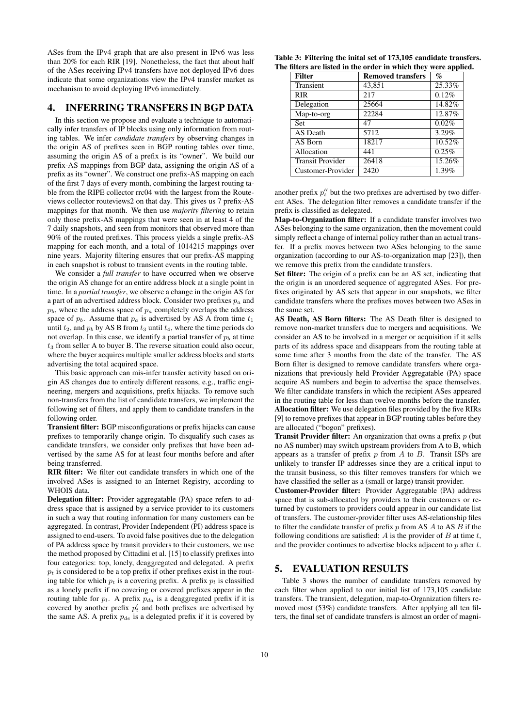ASes from the IPv4 graph that are also present in IPv6 was less than 20% for each RIR [19]. Nonetheless, the fact that about half of the ASes receiving IPv4 transfers have not deployed IPv6 does indicate that some organizations view the IPv4 transfer market as mechanism to avoid deploying IPv6 immediately.

## 4. INFERRING TRANSFERS IN BGP DATA

In this section we propose and evaluate a technique to automatically infer transfers of IP blocks using only information from routing tables. We infer *candidate transfers* by observing changes in the origin AS of prefixes seen in BGP routing tables over time, assuming the origin AS of a prefix is its "owner". We build our prefix-AS mappings from BGP data, assigning the origin AS of a prefix as its "owner". We construct one prefix-AS mapping on each of the first 7 days of every month, combining the largest routing table from the RIPE collector rrc04 with the largest from the Routeviews collector routeviews2 on that day. This gives us 7 prefix-AS mappings for that month. We then use *majority filtering* to retain only those prefix-AS mappings that were seen in at least 4 of the 7 daily snapshots, and seen from monitors that observed more than 90% of the routed prefixes. This process yields a single prefix-AS mapping for each month, and a total of 1014215 mappings over nine years. Majority filtering ensures that our prefix-AS mapping in each snapshot is robust to transient events in the routing table.

We consider a *full transfer* to have occurred when we observe the origin AS change for an entire address block at a single point in time. In a *partial transfer*, we observe a change in the origin AS for a part of an advertised address block. Consider two prefixes $p_a$ and $p_b$, where the address space of $p_a$ completely overlaps the address space of $p_b$. Assume that $p_a$ is advertised by AS A from time $t_1$ until $t_2$, and $p_b$ by AS B from $t_3$ until $t_4$, where the time periods do not overlap. In this case, we identify a partial transfer of $p_b$ at time $t_3$ from seller A to buyer B. The reverse situation could also occur, where the buyer acquires multiple smaller address blocks and starts advertising the total acquired space.

This basic approach can mis-infer transfer activity based on origin AS changes due to entirely different reasons, e.g., traffic engineering, mergers and acquisitions, prefix hijacks. To remove such non-transfers from the list of candidate transfers, we implement the following set of filters, and apply them to candidate transfers in the following order.

**Transient filter:** BGP misconfigurations or prefix hijacks can cause prefixes to temporarily change origin. To disqualify such cases as candidate transfers, we consider only prefixes that have been advertised by the same AS for at least four months before and after being transferred.

**RIR filter:** We filter out candidate transfers in which one of the involved ASes is assigned to an Internet Registry, according to WHOIS data.

**Delegation filter:** Provider aggregatable (PA) space refers to address space that is assigned by a service provider to its customers in such a way that routing information for many customers can be aggregated. In contrast, Provider Independent (PI) address space is assigned to end-users. To avoid false positives due to the delegation of PA address space by transit providers to their customers, we use the method proposed by Cittadini et al. [15] to classify prefixes into four categories: top, lonely, deaggregated and delegated. A prefix $p_t$ is considered to be a top prefix if other prefixes exist in the routing table for which $p_t$ is a covering prefix. A prefix $p_l$ is classified as a lonely prefix if no covering or covered prefixes appear in the routing table for $p_l$. A prefix $p_{da}$ is a deaggregated prefix if it is covered by another prefix $p'_t$ and both prefixes are advertised by the same AS. A prefix $p_{de}$ is a delegated prefix if it is covered by another prefix $p''_t$ but the two prefixes are advertised by two different ASes. The delegation filter removes a candidate transfer if the prefix is classified as delegated.

Table 3: Filtering the inital set of 173,105 candidate transfers. The filters are listed in the order in which they were applied.

| Filter | Removed transfers | % |
|---|---|---|
| Transient | 43,851 | 25.33% |
| RIR | 217 | 0.12% |
| Delegation | 25664 | 14.82% |
| Map-to-org | 22284 | 12.87% |
| Set | 47 | 0.02% |
| AS Death | 5712 | 3.29% |
| AS Born | 18217 | 10.52% |
| Allocation | 441 | 0.25% |
| Transit Provider | 26418 | 15.26% |
| Customer-Provider | 2420 | 1.39% |

**Map-to-Organization filter:** If a candidate transfer involves two ASes belonging to the same organization, then the movement could simply reflect a change of internal policy rather than an actual transfer. If a prefix moves between two ASes belonging to the same organization (according to our AS-to-organization map [23]), then we remove this prefix from the candidate transfers.

**Set filter:** The origin of a prefix can be an AS set, indicating that the origin is an unordered sequence of aggregated ASes. For prefixes originated by AS sets that appear in our snapshots, we filter candidate transfers where the prefixes moves between two ASes in the same set.

**AS Death, AS Born filters:** The AS Death filter is designed to remove non-market transfers due to mergers and acquisitions. We consider an AS to be involved in a merger or acquisition if it sells parts of its address space and disappears from the routing table at some time after 3 months from the date of the transfer. The AS Born filter is designed to remove candidate transfers where organizations that previously held Provider Aggregatable (PA) space acquire AS numbers and begin to advertise the space themselves. We filter candidate transfers in which the recipient ASes appeared in the routing table for less than twelve months before the transfer.

**Allocation filter:** We use delegation files provided by the five RIRs [9] to remove prefixes that appear in BGP routing tables before they are allocated ("bogon" prefixes).

**Transit Provider filter:** An organization that owns a prefix $p$ (but no AS number) may switch upstream providers from A to B, which appears as a transfer of prefix $p$ from $A$ to $B$. Transit ISPs are unlikely to transfer IP addresses since they are a critical input to the transit business, so this filter removes transfers for which we have classified the seller as a (small or large) transit provider.

**Customer-Provider filter:** Provider Aggregatable (PA) address space that is sub-allocated by providers to their customers or returned by customers to providers could appear in our candidate list of transfers. The customer-provider filter uses AS-relationship files to filter the candidate transfer of prefix $p$ from AS $A$ to AS $B$ if the following conditions are satisfied: $A$ is the provider of $B$ at time $t$, and the provider continues to advertise blocks adjacent to $p$ after $t$.

## 5. EVALUATION RESULTS

Table 3 shows the number of candidate transfers removed by each filter when applied to our initial list of 173,105 candidate transfers. The transient, delegation, map-to-Organization filters removed most (53%) candidate transfers. After applying all ten filters, the final set of candidate transfers is almost an order of magni-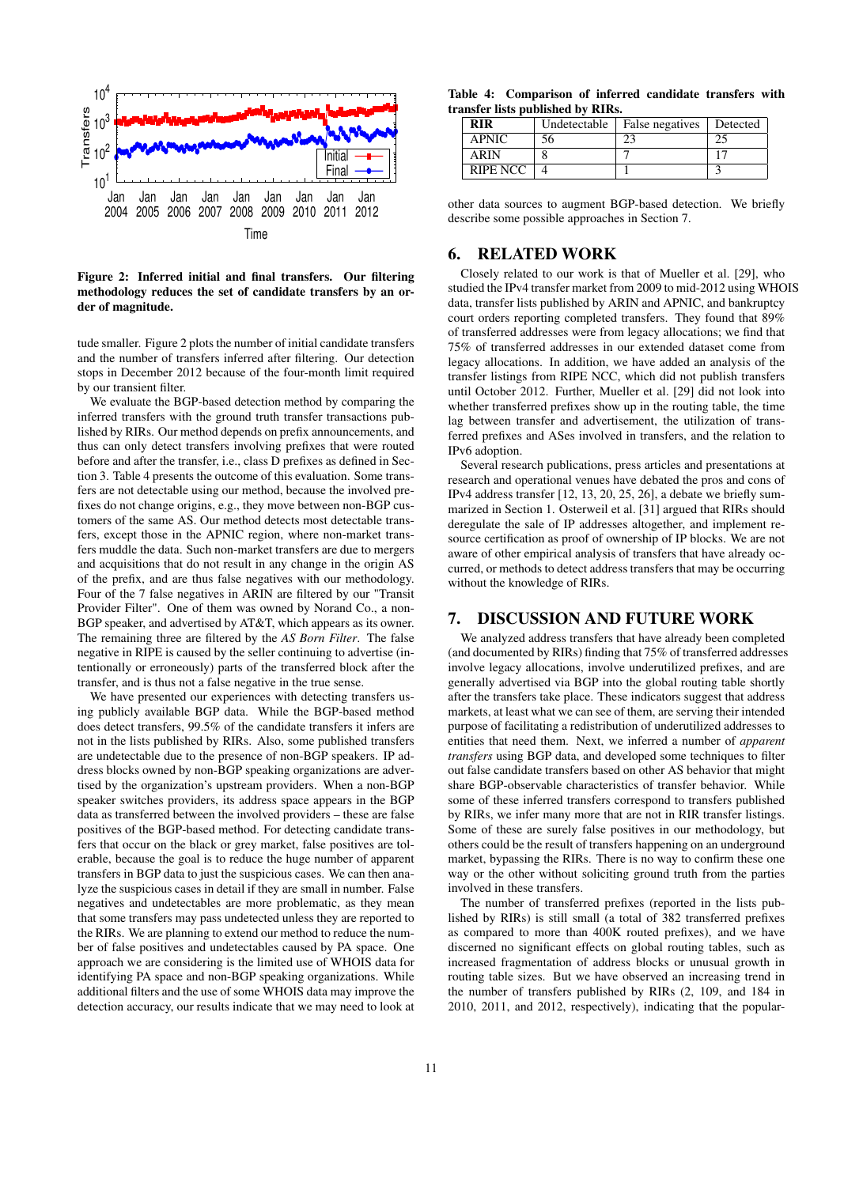10^4
10^3
10^2
10^1
Transfers
Initial
Final
Jan 2004 Jan 2005 Jan 2006 Jan 2007 Jan 2008 Jan 2009 Jan 2010 Jan 2011 Jan 2012
Time

**Figure 2: Inferred initial and final transfers. Our filtering methodology reduces the set of candidate transfers by an order of magnitude.**

tude smaller. Figure 2 plots the number of initial candidate transfers and the number of transfers inferred after filtering. Our detection stops in December 2012 because of the four-month limit required by our transient filter.

We evaluate the BGP-based detection method by comparing the inferred transfers with the ground truth transfer transactions published by RIRs. Our method depends on prefix announcements, and thus can only detect transfers involving prefixes that were routed before and after the transfer, i.e., class D prefixes as defined in Section 3. Table 4 presents the outcome of this evaluation. Some transfers are not detectable using our method, because the involved prefixes do not change origins, e.g., they move between non-BGP customers of the same AS. Our method detects most detectable transfers, except those in the APNIC region, where non-market transfers muddle the data. Such non-market transfers are due to mergers and acquisitions that do not result in any change in the origin AS of the prefix, and are thus false negatives with our methodology. Four of the 7 false negatives in ARIN are filtered by our "Transit Provider Filter". One of them was owned by Norand Co., a non-BGP speaker, and advertised by AT&T, which appears as its owner. The remaining three are filtered by the *AS Born Filter*. The false negative in RIPE is caused by the seller continuing to advertise (intentionally or erroneously) parts of the transferred block after the transfer, and is thus not a false negative in the true sense.

We have presented our experiences with detecting transfers using publicly available BGP data. While the BGP-based method does detect transfers, 99.5% of the candidate transfers it infers are not in the lists published by RIRs. Also, some published transfers are undetectable due to the presence of non-BGP speakers. IP address blocks owned by non-BGP speaking organizations are advertised by the organization's upstream providers. When a non-BGP speaker switches providers, its address space appears in the BGP data as transferred between the involved providers – these are false positives of the BGP-based method. For detecting candidate transfers that occur on the black or grey market, false positives are tolerable, because the goal is to reduce the huge number of apparent transfers in BGP data to just the suspicious cases. We can then analyze the suspicious cases in detail if they are small in number. False negatives and undetectables are more problematic, as they mean that some transfers may pass undetected unless they are reported to the RIRs. We are planning to extend our method to reduce the number of false positives and undetectables caused by PA space. One approach we are considering is the limited use of WHOIS data for identifying PA space and non-BGP speaking organizations. While additional filters and the use of some WHOIS data may improve the detection accuracy, our results indicate that we may need to look at

**Table 4: Comparison of inferred candidate transfers with transfer lists published by RIRs.**

| RIR | Undetectable | False negatives | Detected |
|---|---|---|---|
| APNIC | 56 | 23 | 25 |
| ARIN | 8 | 7 | 17 |
| RIPE NCC | 4 | 1 | 3 |

other data sources to augment BGP-based detection. We briefly describe some possible approaches in Section 7.

## 6. RELATED WORK

Closely related to our work is that of Mueller et al. [29], who studied the IPv4 transfer market from 2009 to mid-2012 using WHOIS data, transfer lists published by ARIN and APNIC, and bankruptcy court orders reporting completed transfers. They found that 89% of transferred addresses were from legacy allocations; we find that 75% of transferred addresses in our extended dataset come from legacy allocations. In addition, we have added an analysis of the transfer listings from RIPE NCC, which did not publish transfers until October 2012. Further, Mueller et al. [29] did not look into whether transferred prefixes show up in the routing table, the time lag between transfer and advertisement, the utilization of transferred prefixes and ASes involved in transfers, and the relation to IPv6 adoption.

Several research publications, press articles and presentations at research and operational venues have debated the pros and cons of IPv4 address transfer [12, 13, 20, 25, 26], a debate we briefly summarized in Section 1. Osterweil et al. [31] argued that RIRs should deregulate the sale of IP addresses altogether, and implement resource certification as proof of ownership of IP blocks. We are not aware of other empirical analysis of transfers that have already occurred, or methods to detect address transfers that may be occurring without the knowledge of RIRs.

## 7. DISCUSSION AND FUTURE WORK

We analyzed address transfers that have already been completed (and documented by RIRs) finding that 75% of transferred addresses involve legacy allocations, involve underutilized prefixes, and are generally advertised via BGP into the global routing table shortly after the transfers take place. These indicators suggest that address markets, at least what we can see of them, are serving their intended purpose of facilitating a redistribution of underutilized addresses to entities that need them. Next, we inferred a number of *apparent transfers* using BGP data, and developed some techniques to filter out false candidate transfers based on other AS behavior that might share BGP-observable characteristics of transfer behavior. While some of these inferred transfers correspond to transfers published by RIRs, we infer many more that are not in RIR transfer listings. Some of these are surely false positives in our methodology, but others could be the result of transfers happening on an underground market, bypassing the RIRs. There is no way to confirm these one way or the other without soliciting ground truth from the parties involved in these transfers.

The number of transferred prefixes (reported in the lists published by RIRs) is still small (a total of 382 transferred prefixes as compared to more than 400K routed prefixes), and we have discerned no significant effects on global routing tables, such as increased fragmentation of address blocks or unusual growth in routing table sizes. But we have observed an increasing trend in the number of transfers published by RIRs (2, 109, and 184 in 2010, 2011, and 2012, respectively), indicating that the popular-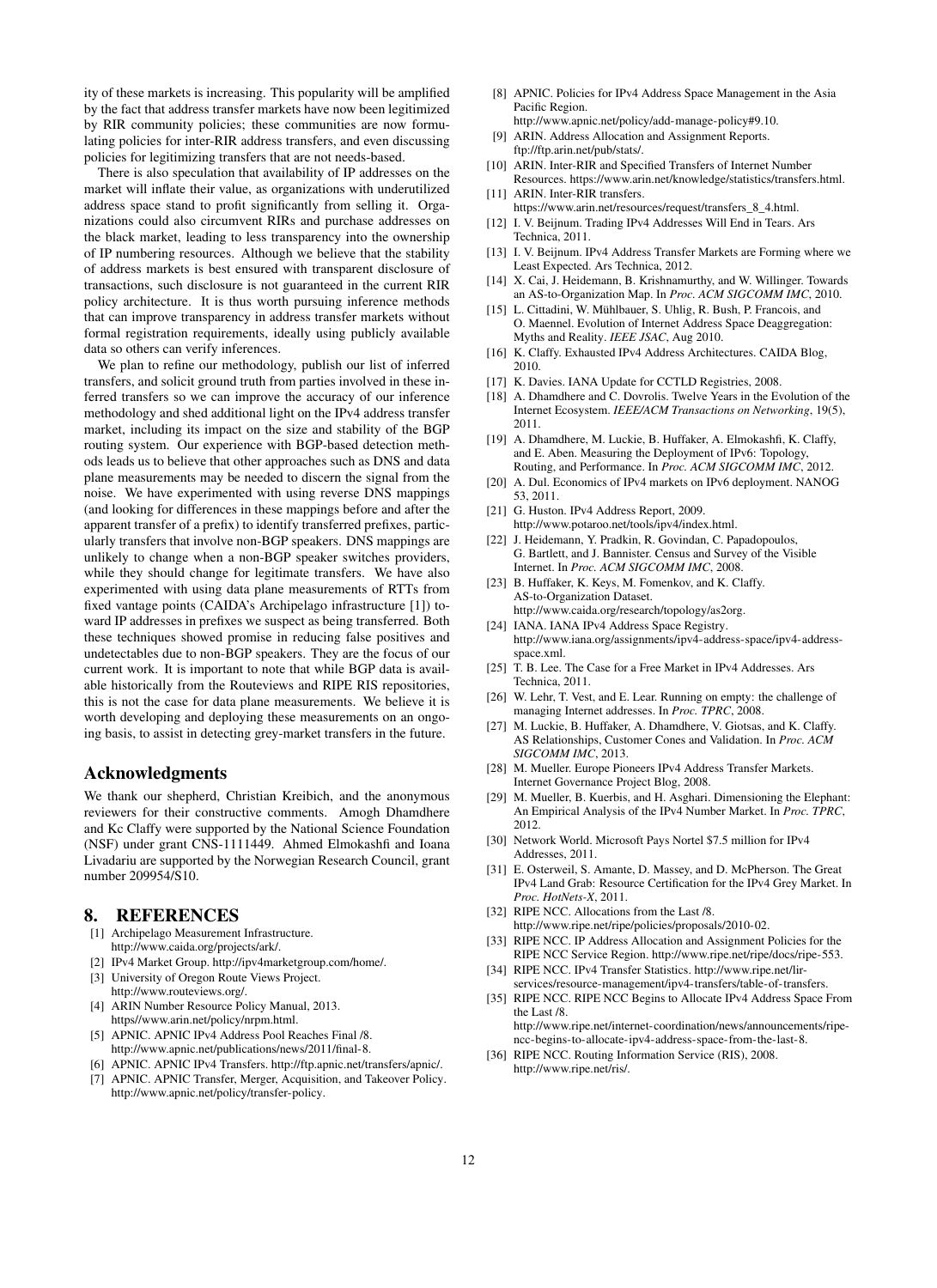ity of these markets is increasing. This popularity will be amplified by the fact that address transfer markets have now been legitimized by RIR community policies; these communities are now formulating policies for inter-RIR address transfers, and even discussing policies for legitimizing transfers that are not needs-based.

There is also speculation that availability of IP addresses on the market will inflate their value, as organizations with underutilized address space stand to profit significantly from selling it. Organizations could also circumvent RIRs and purchase addresses on the black market, leading to less transparency into the ownership of IP numbering resources. Although we believe that the stability of address markets is best ensured with transparent disclosure of transactions, such disclosure is not guaranteed in the current RIR policy architecture. It is thus worth pursuing inference methods that can improve transparency in address transfer markets without formal registration requirements, ideally using publicly available data so others can verify inferences.

We plan to refine our methodology, publish our list of inferred transfers, and solicit ground truth from parties involved in these inferred transfers so we can improve the accuracy of our inference methodology and shed additional light on the IPv4 address transfer market, including its impact on the size and stability of the BGP routing system. Our experience with BGP-based detection methods leads us to believe that other approaches such as DNS and data plane measurements may be needed to discern the signal from the noise. We have experimented with using reverse DNS mappings (and looking for differences in these mappings before and after the apparent transfer of a prefix) to identify transferred prefixes, particularly transfers that involve non-BGP speakers. DNS mappings are unlikely to change when a non-BGP speaker switches providers, while they should change for legitimate transfers. We have also experimented with using data plane measurements of RTTs from fixed vantage points (CAIDA's Archipelago infrastructure [1]) toward IP addresses in prefixes we suspect as being transferred. Both these techniques showed promise in reducing false positives and undetectables due to non-BGP speakers. They are the focus of our current work. It is important to note that while BGP data is available historically from the Routeviews and RIPE RIS repositories, this is not the case for data plane measurements. We believe it is worth developing and deploying these measurements on an ongoing basis, to assist in detecting grey-market transfers in the future.

## Acknowledgments

We thank our shepherd, Christian Kreibich, and the anonymous reviewers for their constructive comments. Amogh Dhamdhere and Kc Claffy were supported by the National Science Foundation (NSF) under grant CNS-1111449. Ahmed Elmokashfi and Ioana Livadariu are supported by the Norwegian Research Council, grant number 209954/S10.

## 8. REFERENCES

[1] Archipelago Measurement Infrastructure. http://www.caida.org/projects/ark/.

[2] IPv4 Market Group. http://ipv4marketgroup.com/home/.

[3] University of Oregon Route Views Project. http://www.routeviews.org/.

[4] ARIN Number Resource Policy Manual, 2013. https//www.arin.net/policy/nrpm.html.

[5] APNIC. APNIC IPv4 Address Pool Reaches Final /8. http://www.apnic.net/publications/news/2011/final-8.

[6] APNIC. APNIC IPv4 Transfers. http://ftp.apnic.net/transfers/apnic/.

[7] APNIC. APNIC Transfer, Merger, Acquisition, and Takeover Policy. http://www.apnic.net/policy/transfer-policy.

[8] APNIC. Policies for IPv4 Address Space Management in the Asia Pacific Region. http://www.apnic.net/policy/add-manage-policy#9.10.

[9] ARIN. Address Allocation and Assignment Reports. ftp://ftp.arin.net/pub/stats/.

[10] ARIN. Inter-RIR and Specified Transfers of Internet Number Resources. https://www.arin.net/knowledge/statistics/transfers.html.

[11] ARIN. Inter-RIR transfers. https://www.arin.net/resources/request/transfers_8_4.html.

[12] I. V. Beijnum. Trading IPv4 Addresses Will End in Tears. Ars Technica, 2011.

[13] I. V. Beijnum. IPv4 Address Transfer Markets are Forming where we Least Expected. Ars Technica, 2012.

[14] X. Cai, J. Heidemann, B. Krishnamurthy, and W. Willinger. Towards an AS-to-Organization Map. In *Proc. ACM SIGCOMM IMC*, 2010.

[15] L. Cittadini, W. Mühlbauer, S. Uhlig, R. Bush, P. Francois, and O. Maennel. Evolution of Internet Address Space Deaggregation: Myths and Reality. *IEEE JSAC*, Aug 2010.

[16] K. Claffy. Exhausted IPv4 Address Architectures. CAIDA Blog, 2010.

[17] K. Davies. IANA Update for CCTLD Registries, 2008.

[18] A. Dhamdhere and C. Dovrolis. Twelve Years in the Evolution of the Internet Ecosystem. *IEEE/ACM Transactions on Networking*, 19(5), 2011.

[19] A. Dhamdhere, M. Luckie, B. Huffaker, A. Elmokashfi, K. Claffy, and E. Aben. Measuring the Deployment of IPv6: Topology, Routing, and Performance. In *Proc. ACM SIGCOMM IMC*, 2012.

[20] A. Dul. Economics of IPv4 markets on IPv6 deployment. NANOG 53, 2011.

[21] G. Huston. IPv4 Address Report, 2009. http://www.potaroo.net/tools/ipv4/index.html.

[22] J. Heidemann, Y. Pradkin, R. Govindan, C. Papadopoulos, G. Bartlett, and J. Bannister. Census and Survey of the Visible Internet. In *Proc. ACM SIGCOMM IMC*, 2008.

[23] B. Huffaker, K. Keys, M. Fomenkov, and K. Claffy. AS-to-Organization Dataset. http://www.caida.org/research/topology/as2org.

[24] IANA. IANA IPv4 Address Space Registry. http://www.iana.org/assignments/ipv4-address-space/ipv4-address-space.xml.

[25] T. B. Lee. The Case for a Free Market in IPv4 Addresses. Ars Technica, 2011.

[26] W. Lehr, T. Vest, and E. Lear. Running on empty: the challenge of managing Internet addresses. In *Proc. TPRC*, 2008.

[27] M. Luckie, B. Huffaker, A. Dhamdhere, V. Giotsas, and K. Claffy. AS Relationships, Customer Cones and Validation. In *Proc. ACM SIGCOMM IMC*, 2013.

[28] M. Mueller. Europe Pioneers IPv4 Address Transfer Markets. Internet Governance Project Blog, 2008.

[29] M. Mueller, B. Kuerbis, and H. Asghari. Dimensioning the Elephant: An Empirical Analysis of the IPv4 Number Market. In *Proc. TPRC*, 2012.

[30] Network World. Microsoft Pays Nortel $7.5 million for IPv4 Addresses, 2011.

[31] E. Osterweil, S. Amante, D. Massey, and D. McPherson. The Great IPv4 Land Grab: Resource Certification for the IPv4 Grey Market. In *Proc. HotNets-X*, 2011.

[32] RIPE NCC. Allocations from the Last /8. http://www.ripe.net/ripe/policies/proposals/2010-02.

[33] RIPE NCC. IP Address Allocation and Assignment Policies for the RIPE NCC Service Region. http://www.ripe.net/ripe/docs/ripe-553.

[34] RIPE NCC. IPv4 Transfer Statistics. http://www.ripe.net/lir-services/resource-management/ipv4-transfers/table-of-transfers.

[35] RIPE NCC. RIPE NCC Begins to Allocate IPv4 Address Space From the Last /8. http://www.ripe.net/internet-coordination/news/announcements/ripe-ncc-begins-to-allocate-ipv4-address-space-from-the-last-8.

[36] RIPE NCC. Routing Information Service (RIS), 2008. http://www.ripe.net/ris/.